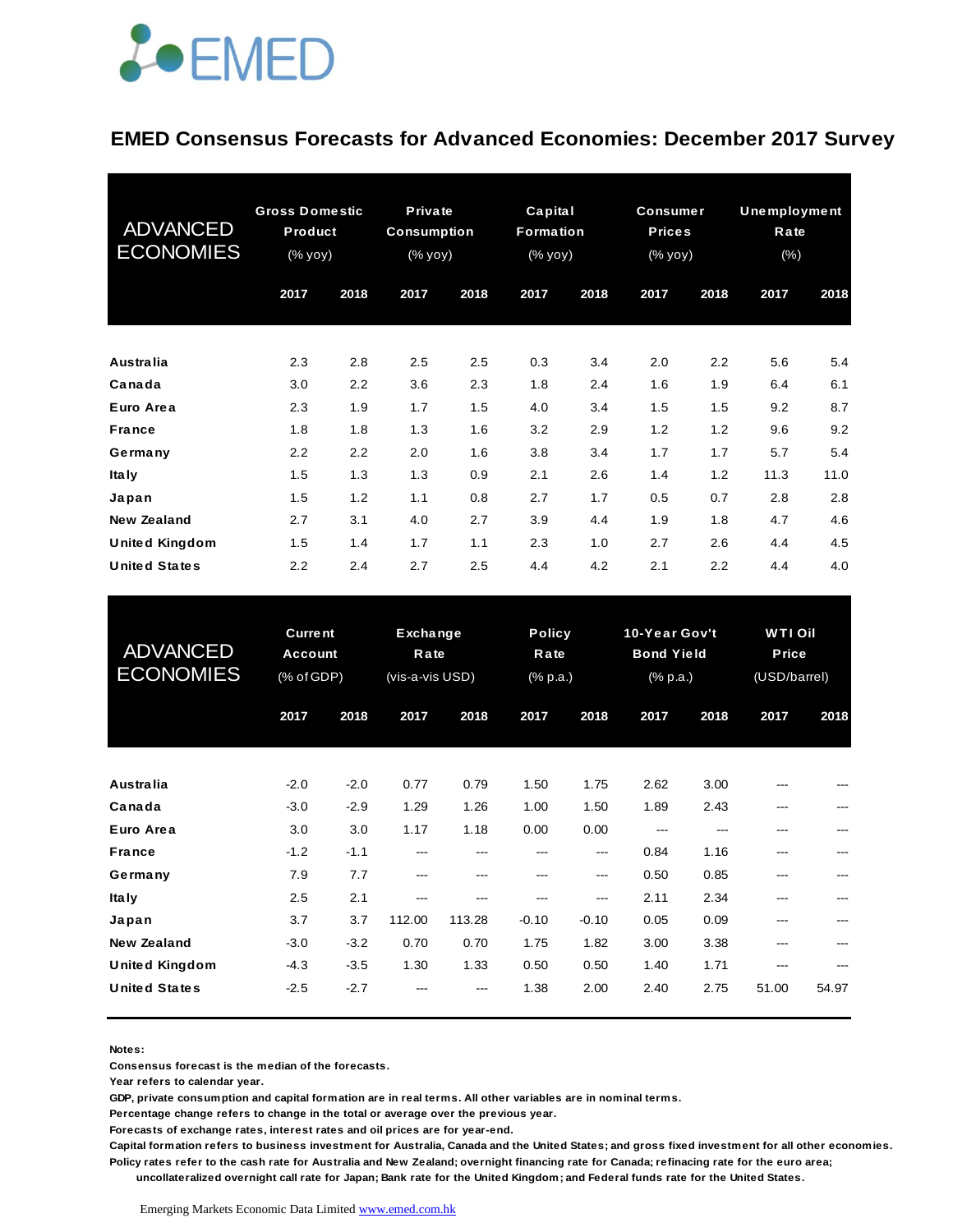# EMED Consensus Forecasts for Advanced Economies: December 2017 Survey

| ADVANCED ECONOMIES | Gross Domestic Product (% yoy) | | Private Consumption (% yoy) | | Capital Formation (% yoy) | | Consumer Prices (% yoy) | | Unemployment Rate (%) | |
|---|---|---|---|---|---|---|---|---|---|---|
| | 2017 | 2018 | 2017 | 2018 | 2017 | 2018 | 2017 | 2018 | 2017 | 2018 |
| **Australia** | 2.3 | 2.8 | 2.5 | 2.5 | 0.3 | 3.4 | 2.0 | 2.2 | 5.6 | 5.4 |
| **Canada** | 3.0 | 2.2 | 3.6 | 2.3 | 1.8 | 2.4 | 1.6 | 1.9 | 6.4 | 6.1 |
| **Euro Area** | 2.3 | 1.9 | 1.7 | 1.5 | 4.0 | 3.4 | 1.5 | 1.5 | 9.2 | 8.7 |
| **France** | 1.8 | 1.8 | 1.3 | 1.6 | 3.2 | 2.9 | 1.2 | 1.2 | 9.6 | 9.2 |
| **Germany** | 2.2 | 2.2 | 2.0 | 1.6 | 3.8 | 3.4 | 1.7 | 1.7 | 5.7 | 5.4 |
| **Italy** | 1.5 | 1.3 | 1.3 | 0.9 | 2.1 | 2.6 | 1.4 | 1.2 | 11.3 | 11.0 |
| **Japan** | 1.5 | 1.2 | 1.1 | 0.8 | 2.7 | 1.7 | 0.5 | 0.7 | 2.8 | 2.8 |
| **New Zealand** | 2.7 | 3.1 | 4.0 | 2.7 | 3.9 | 4.4 | 1.9 | 1.8 | 4.7 | 4.6 |
| **United Kingdom** | 1.5 | 1.4 | 1.7 | 1.1 | 2.3 | 1.0 | 2.7 | 2.6 | 4.4 | 4.5 |
| **United States** | 2.2 | 2.4 | 2.7 | 2.5 | 4.4 | 4.2 | 2.1 | 2.2 | 4.4 | 4.0 |

| ADVANCED ECONOMIES | Current Account (% of GDP) | | Exchange Rate (vis-a-vis USD) | | Policy Rate (% p.a.) | | 10-Year Gov't Bond Yield (% p.a.) | | WTI Oil Price (USD/barrel) | |
|---|---|---|---|---|---|---|---|---|---|---|
| | 2017 | 2018 | 2017 | 2018 | 2017 | 2018 | 2017 | 2018 | 2017 | 2018 |
| **Australia** | -2.0 | -2.0 | 0.77 | 0.79 | 1.50 | 1.75 | 2.62 | 3.00 | --- | --- |
| **Canada** | -3.0 | -2.9 | 1.29 | 1.26 | 1.00 | 1.50 | 1.89 | 2.43 | --- | --- |
| **Euro Area** | 3.0 | 3.0 | 1.17 | 1.18 | 0.00 | 0.00 | --- | --- | --- | --- |
| **France** | -1.2 | -1.1 | --- | --- | --- | --- | 0.84 | 1.16 | --- | --- |
| **Germany** | 7.9 | 7.7 | --- | --- | --- | --- | 0.50 | 0.85 | --- | --- |
| **Italy** | 2.5 | 2.1 | --- | --- | --- | --- | 2.11 | 2.34 | --- | --- |
| **Japan** | 3.7 | 3.7 | 112.00 | 113.28 | -0.10 | -0.10 | 0.05 | 0.09 | --- | --- |
| **New Zealand** | -3.0 | -3.2 | 0.70 | 0.70 | 1.75 | 1.82 | 3.00 | 3.38 | --- | --- |
| **United Kingdom** | -4.3 | -3.5 | 1.30 | 1.33 | 0.50 | 0.50 | 1.40 | 1.71 | --- | --- |
| **United States** | -2.5 | -2.7 | --- | --- | 1.38 | 2.00 | 2.40 | 2.75 | 51.00 | 54.97 |

**Notes:**

**Consensus forecast is the median of the forecasts.**

**Year refers to calendar year.**

**GDP, private consumption and capital formation are in real terms. All other variables are in nominal terms.**

**Percentage change refers to change in the total or average over the previous year.**

**Forecasts of exchange rates, interest rates and oil prices are for year-end.**

**Capital formation refers to business investment for Australia, Canada and the United States; and gross fixed investment for all other economies.**

**Policy rates refer to the cash rate for Australia and New Zealand; overnight financing rate for Canada; refinacing rate for the euro area; uncollateralized overnight call rate for Japan; Bank rate for the United Kingdom; and Federal funds rate for the United States.**

Emerging Markets Economic Data Limited www.emed.com.hk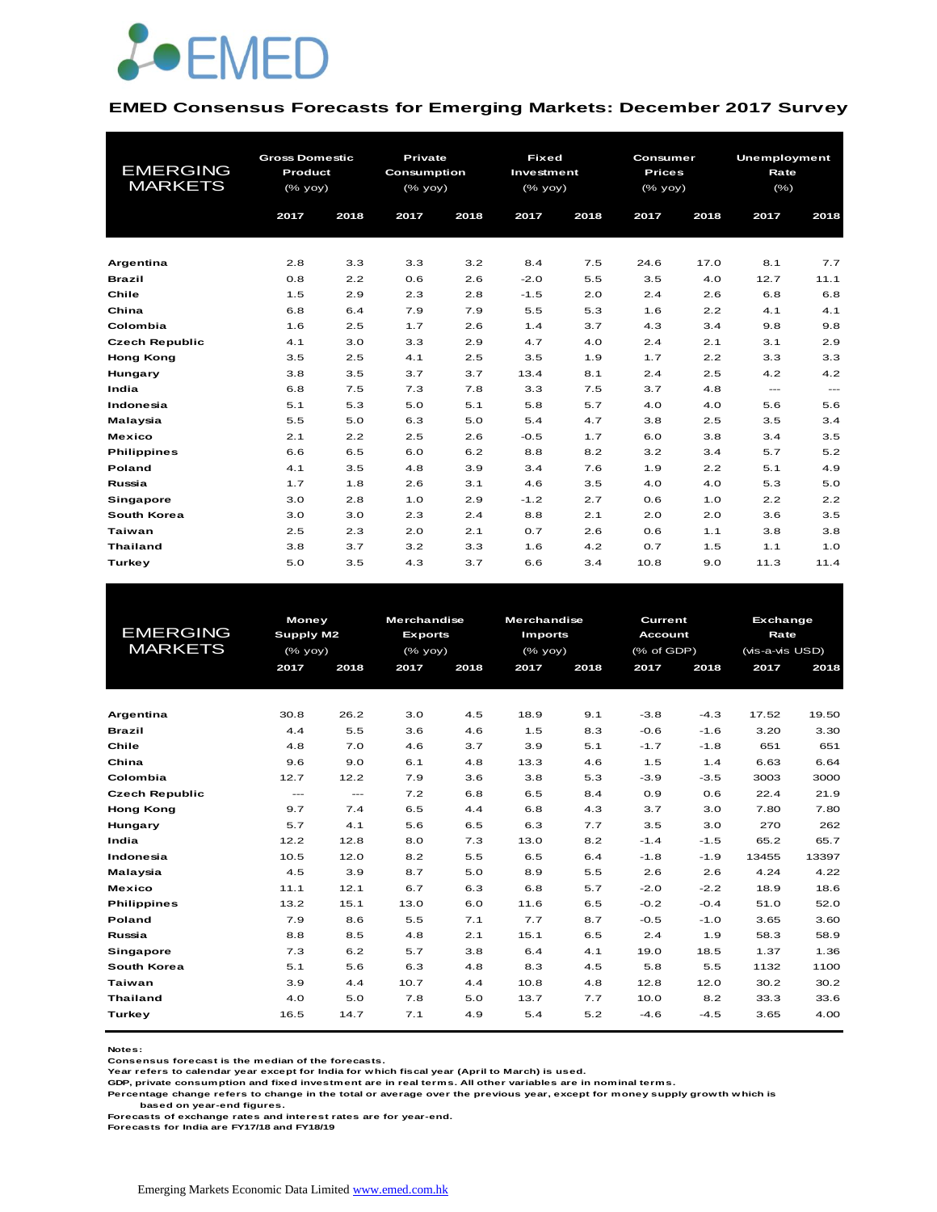EMED

## EMED Consensus Forecasts for Emerging Markets: December 2017 Survey

| EMERGING MARKETS | Gross Domestic Product (% yoy) | | Private Consumption (% yoy) | | Fixed Investment (% yoy) | | Consumer Prices (% yoy) | | Unemployment Rate (%) | |
|---|---|---|---|---|---|---|---|---|---|---|
| | 2017 | 2018 | 2017 | 2018 | 2017 | 2018 | 2017 | 2018 | 2017 | 2018 |
| **Argentina** | 2.8 | 3.3 | 3.3 | 3.2 | 8.4 | 7.5 | 24.6 | 17.0 | 8.1 | 7.7 |
| **Brazil** | 0.8 | 2.2 | 0.6 | 2.6 | -2.0 | 5.5 | 3.5 | 4.0 | 12.7 | 11.1 |
| **Chile** | 1.5 | 2.9 | 2.3 | 2.8 | -1.5 | 2.0 | 2.4 | 2.6 | 6.8 | 6.8 |
| **China** | 6.8 | 6.4 | 7.9 | 7.9 | 5.5 | 5.3 | 1.6 | 2.2 | 4.1 | 4.1 |
| **Colombia** | 1.6 | 2.5 | 1.7 | 2.6 | 1.4 | 3.7 | 4.3 | 3.4 | 9.8 | 9.8 |
| **Czech Republic** | 4.1 | 3.0 | 3.3 | 2.9 | 4.7 | 4.0 | 2.4 | 2.1 | 3.1 | 2.9 |
| **Hong Kong** | 3.5 | 2.5 | 4.1 | 2.5 | 3.5 | 1.9 | 1.7 | 2.2 | 3.3 | 3.3 |
| **Hungary** | 3.8 | 3.5 | 3.7 | 3.7 | 13.4 | 8.1 | 2.4 | 2.5 | 4.2 | 4.2 |
| **India** | 6.8 | 7.5 | 7.3 | 7.8 | 3.3 | 7.5 | 3.7 | 4.8 | --- | --- |
| **Indonesia** | 5.1 | 5.3 | 5.0 | 5.1 | 5.8 | 5.7 | 4.0 | 4.0 | 5.6 | 5.6 |
| **Malaysia** | 5.5 | 5.0 | 6.3 | 5.0 | 5.4 | 4.7 | 3.8 | 2.5 | 3.5 | 3.4 |
| **Mexico** | 2.1 | 2.2 | 2.5 | 2.6 | -0.5 | 1.7 | 6.0 | 3.8 | 3.4 | 3.5 |
| **Philippines** | 6.6 | 6.5 | 6.0 | 6.2 | 8.8 | 8.2 | 3.2 | 3.4 | 5.7 | 5.2 |
| **Poland** | 4.1 | 3.5 | 4.8 | 3.9 | 3.4 | 7.6 | 1.9 | 2.2 | 5.1 | 4.9 |
| **Russia** | 1.7 | 1.8 | 2.6 | 3.1 | 4.6 | 3.5 | 4.0 | 4.0 | 5.3 | 5.0 |
| **Singapore** | 3.0 | 2.8 | 1.0 | 2.9 | -1.2 | 2.7 | 0.6 | 1.0 | 2.2 | 2.2 |
| **South Korea** | 3.0 | 3.0 | 2.3 | 2.4 | 8.8 | 2.1 | 2.0 | 2.0 | 3.6 | 3.5 |
| **Taiwan** | 2.5 | 2.3 | 2.0 | 2.1 | 0.7 | 2.6 | 0.6 | 1.1 | 3.8 | 3.8 |
| **Thailand** | 3.8 | 3.7 | 3.2 | 3.3 | 1.6 | 4.2 | 0.7 | 1.5 | 1.1 | 1.0 |
| **Turkey** | 5.0 | 3.5 | 4.3 | 3.7 | 6.6 | 3.4 | 10.8 | 9.0 | 11.3 | 11.4 |

| EMERGING MARKETS | Money Supply M2 (% yoy) | | Merchandise Exports (% yoy) | | Merchandise Imports (% yoy) | | Current Account (% of GDP) | | Exchange Rate (vis-a-vis USD) | |
|---|---|---|---|---|---|---|---|---|---|---|
| | 2017 | 2018 | 2017 | 2018 | 2017 | 2018 | 2017 | 2018 | 2017 | 2018 |
| **Argentina** | 30.8 | 26.2 | 3.0 | 4.5 | 18.9 | 9.1 | -3.8 | -4.3 | 17.52 | 19.50 |
| **Brazil** | 4.4 | 5.5 | 3.6 | 4.6 | 1.5 | 8.3 | -0.6 | -1.6 | 3.20 | 3.30 |
| **Chile** | 4.8 | 7.0 | 4.6 | 3.7 | 3.9 | 5.1 | -1.7 | -1.8 | 651 | 651 |
| **China** | 9.6 | 9.0 | 6.1 | 4.8 | 13.3 | 4.6 | 1.5 | 1.4 | 6.63 | 6.64 |
| **Colombia** | 12.7 | 12.2 | 7.9 | 3.6 | 3.8 | 5.3 | -3.9 | -3.5 | 3003 | 3000 |
| **Czech Republic** | --- | --- | 7.2 | 6.8 | 6.5 | 8.4 | 0.9 | 0.6 | 22.4 | 21.9 |
| **Hong Kong** | 9.7 | 7.4 | 6.5 | 4.4 | 6.8 | 4.3 | 3.7 | 3.0 | 7.80 | 7.80 |
| **Hungary** | 5.7 | 4.1 | 5.6 | 6.5 | 6.3 | 7.7 | 3.5 | 3.0 | 270 | 262 |
| **India** | 12.2 | 12.8 | 8.0 | 7.3 | 13.0 | 8.2 | -1.4 | -1.5 | 65.2 | 65.7 |
| **Indonesia** | 10.5 | 12.0 | 8.2 | 5.5 | 6.5 | 6.4 | -1.8 | -1.9 | 13455 | 13397 |
| **Malaysia** | 4.5 | 3.9 | 8.7 | 5.0 | 8.9 | 5.5 | 2.6 | 2.6 | 4.24 | 4.22 |
| **Mexico** | 11.1 | 12.1 | 6.7 | 6.3 | 6.8 | 5.7 | -2.0 | -2.2 | 18.9 | 18.6 |
| **Philippines** | 13.2 | 15.1 | 13.0 | 6.0 | 11.6 | 6.5 | -0.2 | -0.4 | 51.0 | 52.0 |
| **Poland** | 7.9 | 8.6 | 5.5 | 7.1 | 7.7 | 8.7 | -0.5 | -1.0 | 3.65 | 3.60 |
| **Russia** | 8.8 | 8.5 | 4.8 | 2.1 | 15.1 | 6.5 | 2.4 | 1.9 | 58.3 | 58.9 |
| **Singapore** | 7.3 | 6.2 | 5.7 | 3.8 | 6.4 | 4.1 | 19.0 | 18.5 | 1.37 | 1.36 |
| **South Korea** | 5.1 | 5.6 | 6.3 | 4.8 | 8.3 | 4.5 | 5.8 | 5.5 | 1132 | 1100 |
| **Taiwan** | 3.9 | 4.4 | 10.7 | 4.4 | 10.8 | 4.8 | 12.8 | 12.0 | 30.2 | 30.2 |
| **Thailand** | 4.0 | 5.0 | 7.8 | 5.0 | 13.7 | 7.7 | 10.0 | 8.2 | 33.3 | 33.6 |
| **Turkey** | 16.5 | 14.7 | 7.1 | 4.9 | 5.4 | 5.2 | -4.6 | -4.5 | 3.65 | 4.00 |

**Notes:**
**Consensus forecast is the median of the forecasts.**
**Year refers to calendar year except for India for which fiscal year (April to March) is used.**
**GDP, private consumption and fixed investment are in real terms. All other variables are in nominal terms.**
**Percentage change refers to change in the total or average over the previous year, except for money supply growth which is based on year-end figures.**
**Forecasts of exchange rates and interest rates are for year-end.**
**Forecasts for India are FY17/18 and FY18/19**

Emerging Markets Economic Data Limited [www.emed.com.hk](http://www.emed.com.hk)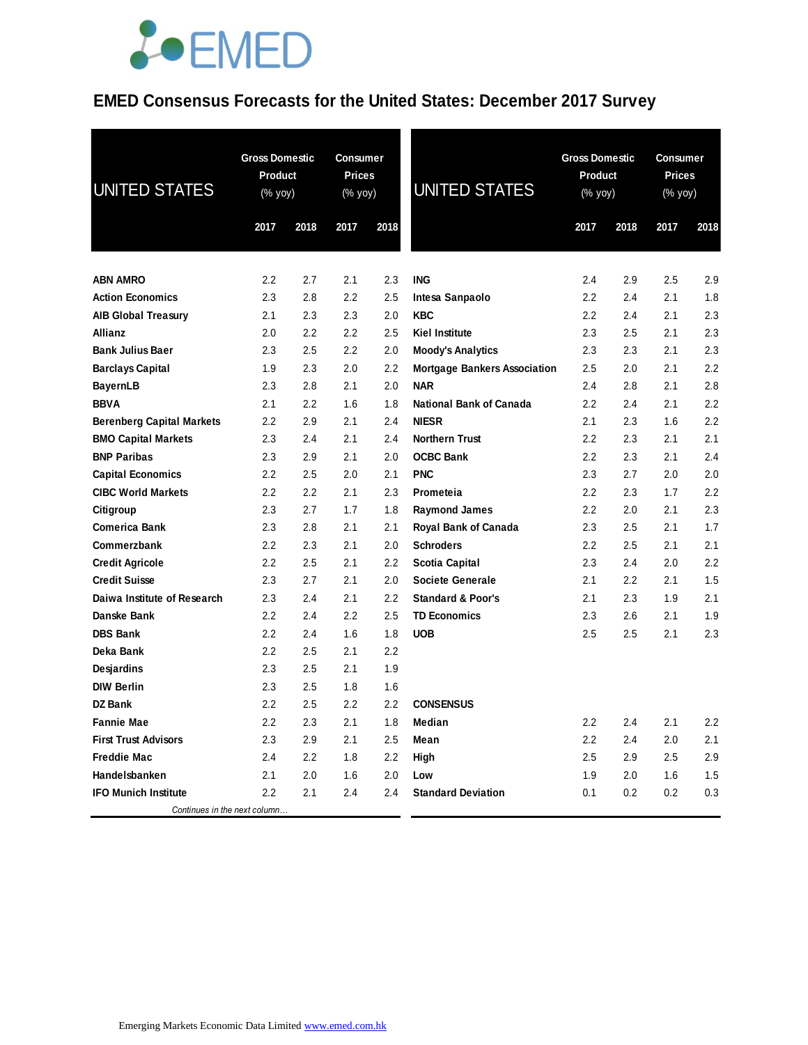# EMED Consensus Forecasts for the United States: December 2017 Survey

| UNITED STATES | Gross Domestic Product (% yoy) | | Consumer Prices (% yoy) | |
|---|---|---|---|---|
| | 2017 | 2018 | 2017 | 2018 |
| **ABN AMRO** | 2.2 | 2.7 | 2.1 | 2.3 |
| **Action Economics** | 2.3 | 2.8 | 2.2 | 2.5 |
| **AIB Global Treasury** | 2.1 | 2.3 | 2.3 | 2.0 |
| **Allianz** | 2.0 | 2.2 | 2.2 | 2.5 |
| **Bank Julius Baer** | 2.3 | 2.5 | 2.2 | 2.0 |
| **Barclays Capital** | 1.9 | 2.3 | 2.0 | 2.2 |
| **BayernLB** | 2.3 | 2.8 | 2.1 | 2.0 |
| **BBVA** | 2.1 | 2.2 | 1.6 | 1.8 |
| **Berenberg Capital Markets** | 2.2 | 2.9 | 2.1 | 2.4 |
| **BMO Capital Markets** | 2.3 | 2.4 | 2.1 | 2.4 |
| **BNP Paribas** | 2.3 | 2.9 | 2.1 | 2.0 |
| **Capital Economics** | 2.2 | 2.5 | 2.0 | 2.1 |
| **CIBC World Markets** | 2.2 | 2.2 | 2.1 | 2.3 |
| **Citigroup** | 2.3 | 2.7 | 1.7 | 1.8 |
| **Comerica Bank** | 2.3 | 2.8 | 2.1 | 2.1 |
| **Commerzbank** | 2.2 | 2.3 | 2.1 | 2.0 |
| **Credit Agricole** | 2.2 | 2.5 | 2.1 | 2.2 |
| **Credit Suisse** | 2.3 | 2.7 | 2.1 | 2.0 |
| **Daiwa Institute of Research** | 2.3 | 2.4 | 2.1 | 2.2 |
| **Danske Bank** | 2.2 | 2.4 | 2.2 | 2.5 |
| **DBS Bank** | 2.2 | 2.4 | 1.6 | 1.8 |
| **Deka Bank** | 2.2 | 2.5 | 2.1 | 2.2 |
| **Desjardins** | 2.3 | 2.5 | 2.1 | 1.9 |
| **DIW Berlin** | 2.3 | 2.5 | 1.8 | 1.6 |
| **DZ Bank** | 2.2 | 2.5 | 2.2 | 2.2 |
| **Fannie Mae** | 2.2 | 2.3 | 2.1 | 1.8 |
| **First Trust Advisors** | 2.3 | 2.9 | 2.1 | 2.5 |
| **Freddie Mac** | 2.4 | 2.2 | 1.8 | 2.2 |
| **Handelsbanken** | 2.1 | 2.0 | 1.6 | 2.0 |
| **IFO Munich Institute** | 2.2 | 2.1 | 2.4 | 2.4 |
| **ING** | 2.4 | 2.9 | 2.5 | 2.9 |
| **Intesa Sanpaolo** | 2.2 | 2.4 | 2.1 | 1.8 |
| **KBC** | 2.2 | 2.4 | 2.1 | 2.3 |
| **Kiel Institute** | 2.3 | 2.5 | 2.1 | 2.3 |
| **Moody's Analytics** | 2.3 | 2.3 | 2.1 | 2.3 |
| **Mortgage Bankers Association** | 2.5 | 2.0 | 2.1 | 2.2 |
| **NAR** | 2.4 | 2.8 | 2.1 | 2.8 |
| **National Bank of Canada** | 2.2 | 2.4 | 2.1 | 2.2 |
| **NIESR** | 2.1 | 2.3 | 1.6 | 2.2 |
| **Northern Trust** | 2.2 | 2.3 | 2.1 | 2.1 |
| **OCBC Bank** | 2.2 | 2.3 | 2.1 | 2.4 |
| **PNC** | 2.3 | 2.7 | 2.0 | 2.0 |
| **Prometeia** | 2.2 | 2.3 | 1.7 | 2.2 |
| **Raymond James** | 2.2 | 2.0 | 2.1 | 2.3 |
| **Royal Bank of Canada** | 2.3 | 2.5 | 2.1 | 1.7 |
| **Schroders** | 2.2 | 2.5 | 2.1 | 2.1 |
| **Scotia Capital** | 2.3 | 2.4 | 2.0 | 2.2 |
| **Societe Generale** | 2.1 | 2.2 | 2.1 | 1.5 |
| **Standard & Poor's** | 2.1 | 2.3 | 1.9 | 2.1 |
| **TD Economics** | 2.3 | 2.6 | 2.1 | 1.9 |
| **UOB** | 2.5 | 2.5 | 2.1 | 2.3 |
| **CONSENSUS** | | | | |
| **Median** | 2.2 | 2.4 | 2.1 | 2.2 |
| **Mean** | 2.2 | 2.4 | 2.0 | 2.1 |
| **High** | 2.5 | 2.9 | 2.5 | 2.9 |
| **Low** | 1.9 | 2.0 | 1.6 | 1.5 |
| **Standard Deviation** | 0.1 | 0.2 | 0.2 | 0.3 |

Emerging Markets Economic Data Limited www.emed.com.hk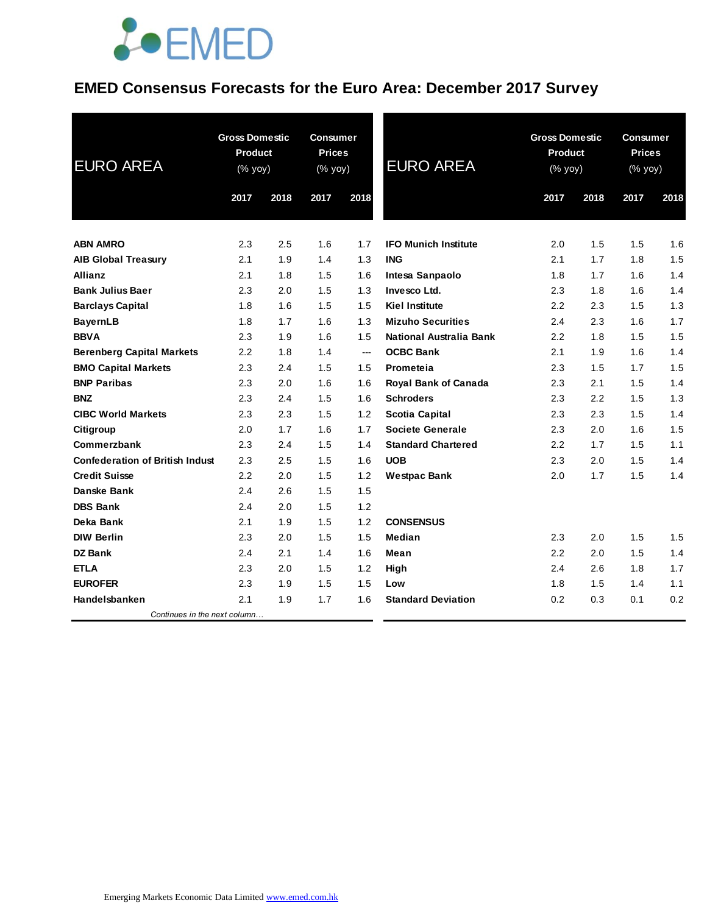# EMED Consensus Forecasts for the Euro Area: December 2017 Survey

| EURO AREA | Gross Domestic Product (% yoy) | | Consumer Prices (% yoy) | |
|---|---|---|---|---|
| | 2017 | 2018 | 2017 | 2018 |
| **ABN AMRO** | 2.3 | 2.5 | 1.6 | 1.7 |
| **AIB Global Treasury** | 2.1 | 1.9 | 1.4 | 1.3 |
| **Allianz** | 2.1 | 1.8 | 1.5 | 1.6 |
| **Bank Julius Baer** | 2.3 | 2.0 | 1.5 | 1.3 |
| **Barclays Capital** | 1.8 | 1.6 | 1.5 | 1.5 |
| **BayernLB** | 1.8 | 1.7 | 1.6 | 1.3 |
| **BBVA** | 2.3 | 1.9 | 1.6 | 1.5 |
| **Berenberg Capital Markets** | 2.2 | 1.8 | 1.4 | --- |
| **BMO Capital Markets** | 2.3 | 2.4 | 1.5 | 1.5 |
| **BNP Paribas** | 2.3 | 2.0 | 1.6 | 1.6 |
| **BNZ** | 2.3 | 2.4 | 1.5 | 1.6 |
| **CIBC World Markets** | 2.3 | 2.3 | 1.5 | 1.2 |
| **Citigroup** | 2.0 | 1.7 | 1.6 | 1.7 |
| **Commerzbank** | 2.3 | 2.4 | 1.5 | 1.4 |
| **Confederation of British Indust** | 2.3 | 2.5 | 1.5 | 1.6 |
| **Credit Suisse** | 2.2 | 2.0 | 1.5 | 1.2 |
| **Danske Bank** | 2.4 | 2.6 | 1.5 | 1.5 |
| **DBS Bank** | 2.4 | 2.0 | 1.5 | 1.2 |
| **Deka Bank** | 2.1 | 1.9 | 1.5 | 1.2 |
| **DIW Berlin** | 2.3 | 2.0 | 1.5 | 1.5 |
| **DZ Bank** | 2.4 | 2.1 | 1.4 | 1.6 |
| **ETLA** | 2.3 | 2.0 | 1.5 | 1.2 |
| **EUROFER** | 2.3 | 1.9 | 1.5 | 1.5 |
| **Handelsbanken** | 2.1 | 1.9 | 1.7 | 1.6 |
| **IFO Munich Institute** | 2.0 | 1.5 | 1.5 | 1.6 |
| **ING** | 2.1 | 1.7 | 1.8 | 1.5 |
| **Intesa Sanpaolo** | 1.8 | 1.7 | 1.6 | 1.4 |
| **Invesco Ltd.** | 2.3 | 1.8 | 1.6 | 1.4 |
| **Kiel Institute** | 2.2 | 2.3 | 1.5 | 1.3 |
| **Mizuho Securities** | 2.4 | 2.3 | 1.6 | 1.7 |
| **National Australia Bank** | 2.2 | 1.8 | 1.5 | 1.5 |
| **OCBC Bank** | 2.1 | 1.9 | 1.6 | 1.4 |
| **Prometeia** | 2.3 | 1.5 | 1.7 | 1.5 |
| **Royal Bank of Canada** | 2.3 | 2.1 | 1.5 | 1.4 |
| **Schroders** | 2.3 | 2.2 | 1.5 | 1.3 |
| **Scotia Capital** | 2.3 | 2.3 | 1.5 | 1.4 |
| **Societe Generale** | 2.3 | 2.0 | 1.6 | 1.5 |
| **Standard Chartered** | 2.2 | 1.7 | 1.5 | 1.1 |
| **UOB** | 2.3 | 2.0 | 1.5 | 1.4 |
| **Westpac Bank** | 2.0 | 1.7 | 1.5 | 1.4 |
| **CONSENSUS** | | | | |
| **Median** | 2.3 | 2.0 | 1.5 | 1.5 |
| **Mean** | 2.2 | 2.0 | 1.5 | 1.4 |
| **High** | 2.4 | 2.6 | 1.8 | 1.7 |
| **Low** | 1.8 | 1.5 | 1.4 | 1.1 |
| **Standard Deviation** | 0.2 | 0.3 | 0.1 | 0.2 |

Emerging Markets Economic Data Limited www.emed.com.hk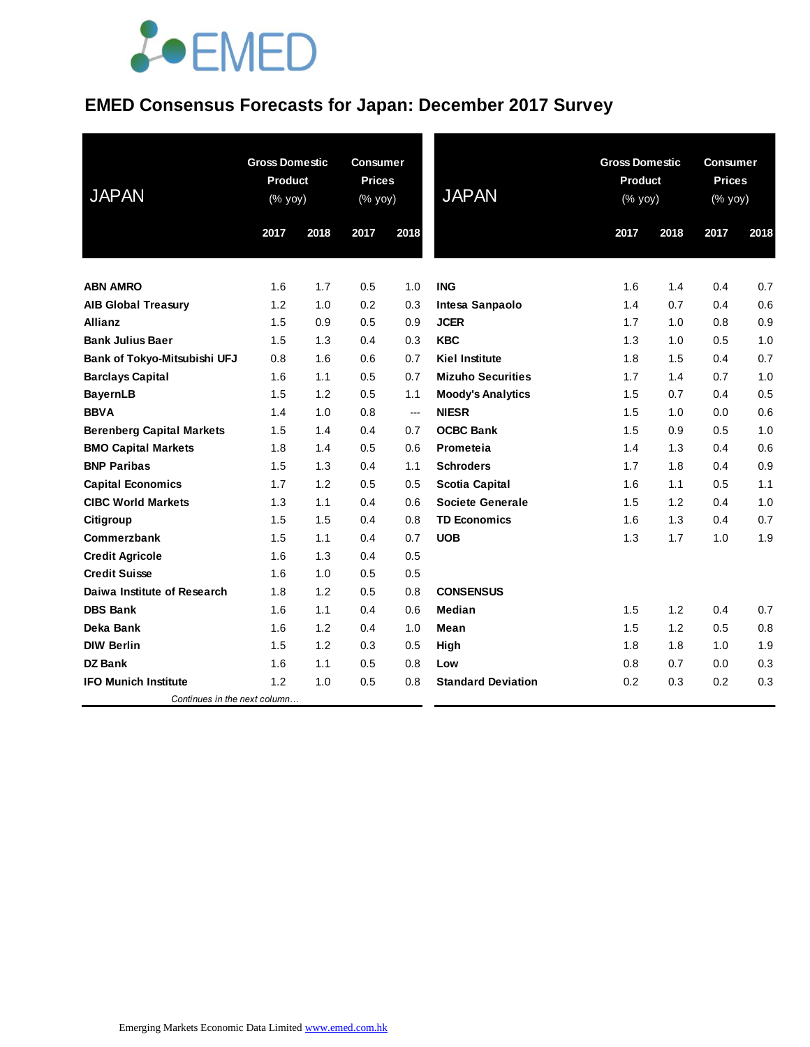# EMED Consensus Forecasts for Japan: December 2017 Survey

| JAPAN | Gross Domestic Product (% yoy) | | Consumer Prices (% yoy) | |
|---|---|---|---|---|
| | 2017 | 2018 | 2017 | 2018 |
| **ABN AMRO** | 1.6 | 1.7 | 0.5 | 1.0 |
| **AIB Global Treasury** | 1.2 | 1.0 | 0.2 | 0.3 |
| **Allianz** | 1.5 | 0.9 | 0.5 | 0.9 |
| **Bank Julius Baer** | 1.5 | 1.3 | 0.4 | 0.3 |
| **Bank of Tokyo-Mitsubishi UFJ** | 0.8 | 1.6 | 0.6 | 0.7 |
| **Barclays Capital** | 1.6 | 1.1 | 0.5 | 0.7 |
| **BayernLB** | 1.5 | 1.2 | 0.5 | 1.1 |
| **BBVA** | 1.4 | 1.0 | 0.8 | --- |
| **Berenberg Capital Markets** | 1.5 | 1.4 | 0.4 | 0.7 |
| **BMO Capital Markets** | 1.8 | 1.4 | 0.5 | 0.6 |
| **BNP Paribas** | 1.5 | 1.3 | 0.4 | 1.1 |
| **Capital Economics** | 1.7 | 1.2 | 0.5 | 0.5 |
| **CIBC World Markets** | 1.3 | 1.1 | 0.4 | 0.6 |
| **Citigroup** | 1.5 | 1.5 | 0.4 | 0.8 |
| **Commerzbank** | 1.5 | 1.1 | 0.4 | 0.7 |
| **Credit Agricole** | 1.6 | 1.3 | 0.4 | 0.5 |
| **Credit Suisse** | 1.6 | 1.0 | 0.5 | 0.5 |
| **Daiwa Institute of Research** | 1.8 | 1.2 | 0.5 | 0.8 |
| **DBS Bank** | 1.6 | 1.1 | 0.4 | 0.6 |
| **Deka Bank** | 1.6 | 1.2 | 0.4 | 1.0 |
| **DIW Berlin** | 1.5 | 1.2 | 0.3 | 0.5 |
| **DZ Bank** | 1.6 | 1.1 | 0.5 | 0.8 |
| **IFO Munich Institute** | 1.2 | 1.0 | 0.5 | 0.8 |
| **ING** | 1.6 | 1.4 | 0.4 | 0.7 |
| **Intesa Sanpaolo** | 1.4 | 0.7 | 0.4 | 0.6 |
| **JCER** | 1.7 | 1.0 | 0.8 | 0.9 |
| **KBC** | 1.3 | 1.0 | 0.5 | 1.0 |
| **Kiel Institute** | 1.8 | 1.5 | 0.4 | 0.7 |
| **Mizuho Securities** | 1.7 | 1.4 | 0.7 | 1.0 |
| **Moody's Analytics** | 1.5 | 0.7 | 0.4 | 0.5 |
| **NIESR** | 1.5 | 1.0 | 0.0 | 0.6 |
| **OCBC Bank** | 1.5 | 0.9 | 0.5 | 1.0 |
| **Prometeia** | 1.4 | 1.3 | 0.4 | 0.6 |
| **Schroders** | 1.7 | 1.8 | 0.4 | 0.9 |
| **Scotia Capital** | 1.6 | 1.1 | 0.5 | 1.1 |
| **Societe Generale** | 1.5 | 1.2 | 0.4 | 1.0 |
| **TD Economics** | 1.6 | 1.3 | 0.4 | 0.7 |
| **UOB** | 1.3 | 1.7 | 1.0 | 1.9 |
| **CONSENSUS** | | | | |
| **Median** | 1.5 | 1.2 | 0.4 | 0.7 |
| **Mean** | 1.5 | 1.2 | 0.5 | 0.8 |
| **High** | 1.8 | 1.8 | 1.0 | 1.9 |
| **Low** | 0.8 | 0.7 | 0.0 | 0.3 |
| **Standard Deviation** | 0.2 | 0.3 | 0.2 | 0.3 |

Emerging Markets Economic Data Limited www.emed.com.hk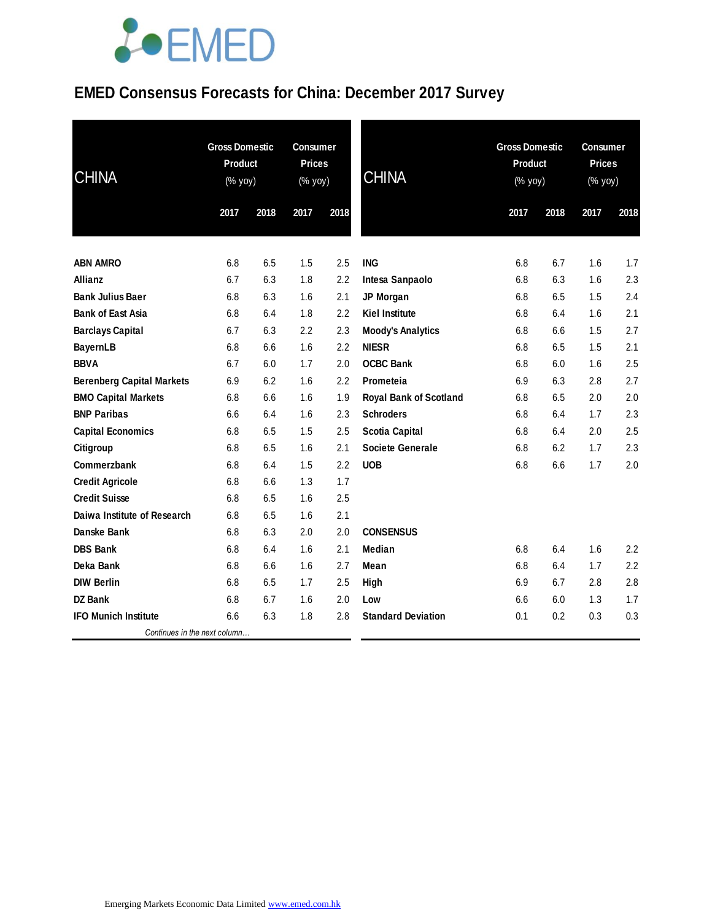# EMED Consensus Forecasts for China: December 2017 Survey

| CHINA | Gross Domestic Product (% yoy) | | Consumer Prices (% yoy) | |
|---|---|---|---|---|
| | 2017 | 2018 | 2017 | 2018 |
| ABN AMRO | 6.8 | 6.5 | 1.5 | 2.5 |
| Allianz | 6.7 | 6.3 | 1.8 | 2.2 |
| Bank Julius Baer | 6.8 | 6.3 | 1.6 | 2.1 |
| Bank of East Asia | 6.8 | 6.4 | 1.8 | 2.2 |
| Barclays Capital | 6.7 | 6.3 | 2.2 | 2.3 |
| BayernLB | 6.8 | 6.6 | 1.6 | 2.2 |
| BBVA | 6.7 | 6.0 | 1.7 | 2.0 |
| Berenberg Capital Markets | 6.9 | 6.2 | 1.6 | 2.2 |
| BMO Capital Markets | 6.8 | 6.6 | 1.6 | 1.9 |
| BNP Paribas | 6.6 | 6.4 | 1.6 | 2.3 |
| Capital Economics | 6.8 | 6.5 | 1.5 | 2.5 |
| Citigroup | 6.8 | 6.5 | 1.6 | 2.1 |
| Commerzbank | 6.8 | 6.4 | 1.5 | 2.2 |
| Credit Agricole | 6.8 | 6.6 | 1.3 | 1.7 |
| Credit Suisse | 6.8 | 6.5 | 1.6 | 2.5 |
| Daiwa Institute of Research | 6.8 | 6.5 | 1.6 | 2.1 |
| Danske Bank | 6.8 | 6.3 | 2.0 | 2.0 |
| DBS Bank | 6.8 | 6.4 | 1.6 | 2.1 |
| Deka Bank | 6.8 | 6.6 | 1.6 | 2.7 |
| DIW Berlin | 6.8 | 6.5 | 1.7 | 2.5 |
| DZ Bank | 6.8 | 6.7 | 1.6 | 2.0 |
| IFO Munich Institute | 6.6 | 6.3 | 1.8 | 2.8 |
| ING | 6.8 | 6.7 | 1.6 | 1.7 |
| Intesa Sanpaolo | 6.8 | 6.3 | 1.6 | 2.3 |
| JP Morgan | 6.8 | 6.5 | 1.5 | 2.4 |
| Kiel Institute | 6.8 | 6.4 | 1.6 | 2.1 |
| Moody's Analytics | 6.8 | 6.6 | 1.5 | 2.7 |
| NIESR | 6.8 | 6.5 | 1.5 | 2.1 |
| OCBC Bank | 6.8 | 6.0 | 1.6 | 2.5 |
| Prometeia | 6.9 | 6.3 | 2.8 | 2.7 |
| Royal Bank of Scotland | 6.8 | 6.5 | 2.0 | 2.0 |
| Schroders | 6.8 | 6.4 | 1.7 | 2.3 |
| Scotia Capital | 6.8 | 6.4 | 2.0 | 2.5 |
| Societe Generale | 6.8 | 6.2 | 1.7 | 2.3 |
| UOB | 6.8 | 6.6 | 1.7 | 2.0 |
| **CONSENSUS** | | | | |
| Median | 6.8 | 6.4 | 1.6 | 2.2 |
| Mean | 6.8 | 6.4 | 1.7 | 2.2 |
| High | 6.9 | 6.7 | 2.8 | 2.8 |
| Low | 6.6 | 6.0 | 1.3 | 1.7 |
| Standard Deviation | 0.1 | 0.2 | 0.3 | 0.3 |

Emerging Markets Economic Data Limited www.emed.com.hk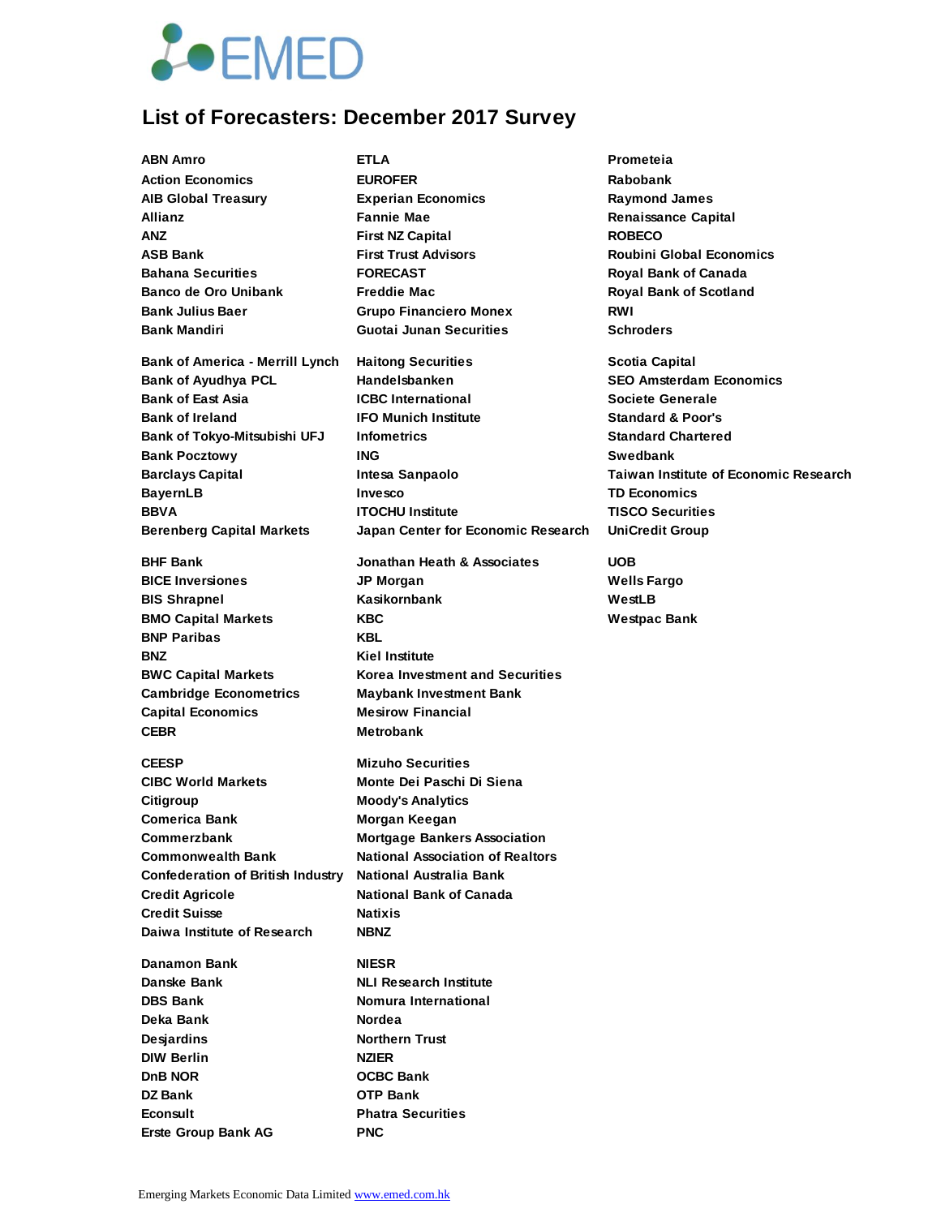EMED

# List of Forecasters: December 2017 Survey

ABN Amro
Action Economics
AIB Global Treasury
Allianz
ANZ
ASB Bank
Bahana Securities
Banco de Oro Unibank
Bank Julius Baer
Bank Mandiri

Bank of America - Merrill Lynch
Bank of Ayudhya PCL
Bank of East Asia
Bank of Ireland
Bank of Tokyo-Mitsubishi UFJ
Bank Pocztowy
Barclays Capital
BayernLB
BBVA
Berenberg Capital Markets

BHF Bank
BICE Inversiones
BIS Shrapnel
BMO Capital Markets
BNP Paribas
BNZ
BWC Capital Markets
Cambridge Econometrics
Capital Economics
CEBR

CEESP
CIBC World Markets
Citigroup
Comerica Bank
Commerzbank
Commonwealth Bank
Confederation of British Industry
Credit Agricole
Credit Suisse
Daiwa Institute of Research

Danamon Bank
Danske Bank
DBS Bank
Deka Bank
Desjardins
DIW Berlin
DnB NOR
DZ Bank
Econsult
Erste Group Bank AG

ETLA
EUROFER
Experian Economics
Fannie Mae
First NZ Capital
First Trust Advisors
FORECAST
Freddie Mac
Grupo Financiero Monex
Guotai Junan Securities

Haitong Securities
Handelsbanken
ICBC International
IFO Munich Institute
Infometrics
ING
Intesa Sanpaolo
Invesco
ITOCHU Institute
Japan Center for Economic Research

Jonathan Heath & Associates
JP Morgan
Kasikornbank
KBC
KBL
Kiel Institute
Korea Investment and Securities
Maybank Investment Bank
Mesirow Financial
Metrobank

Mizuho Securities
Monte Dei Paschi Di Siena
Moody's Analytics
Morgan Keegan
Mortgage Bankers Association
National Association of Realtors
National Australia Bank
National Bank of Canada
Natixis
NBNZ

NIESR
NLI Research Institute
Nomura International
Nordea
Northern Trust
NZIER
OCBC Bank
OTP Bank
Phatra Securities
PNC

Prometeia
Rabobank
Raymond James
Renaissance Capital
ROBECO
Roubini Global Economics
Royal Bank of Canada
Royal Bank of Scotland
RWI
Schroders

Scotia Capital
SEO Amsterdam Economics
Societe Generale
Standard & Poor's
Standard Chartered
Swedbank
Taiwan Institute of Economic Research
TD Economics
TISCO Securities
UniCredit Group

UOB
Wells Fargo
WestLB
Westpac Bank

Emerging Markets Economic Data Limited www.emed.com.hk